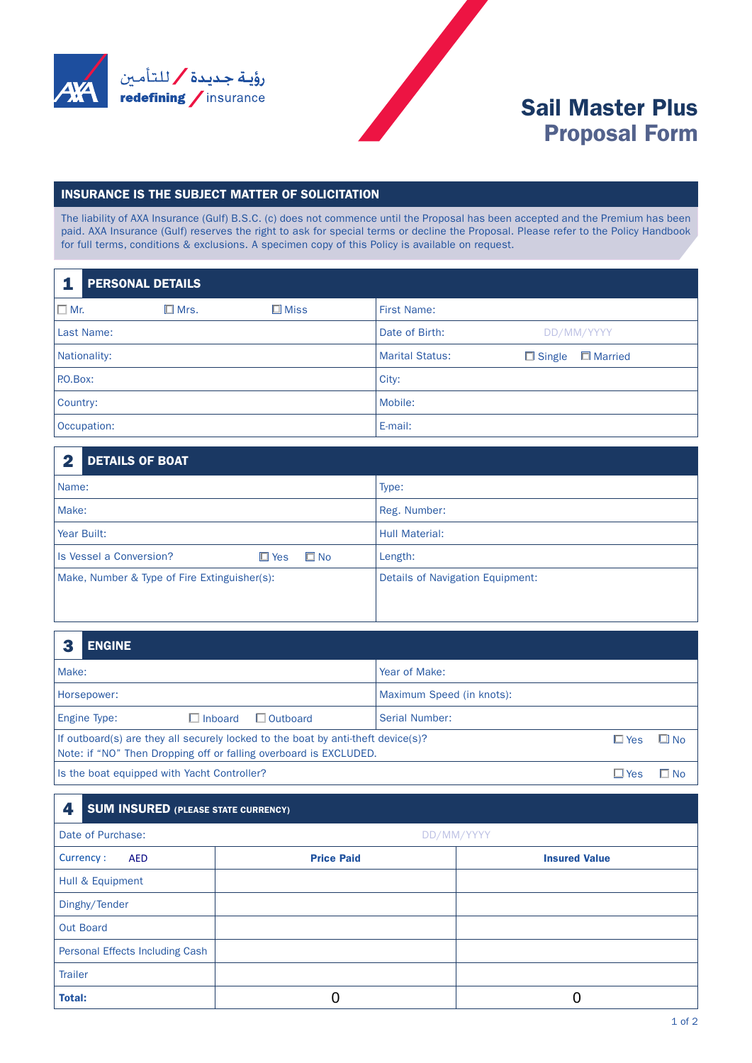رؤية جديدة / للتأمين

redefining / insurance

# Sail Master Plus Proposal Form

## INSURANCE IS THE SUBJECT MATTER OF SOLICITATION

The liability of AXA Insurance (Gulf) B.S.C. (c) does not commence until the Proposal has been accepted and the Premium has been paid. AXA Insurance (Gulf) reserves the right to ask for special terms or decline the Proposal. Please refer to the Policy Handbook for full terms, conditions & exclusions. A specimen copy of this Policy is available on request.

## 1 PERSONAL DETAILS

| | |
|---|---|
| ☐ Mr. ☐ Mrs. ☐ Miss | First Name: |
| Last Name: | Date of Birth: DD/MM/YYYY |
| Nationality: | Marital Status: ☐ Single ☐ Married |
| P.O.Box: | City: |
| Country: | Mobile: |
| Occupation: | E-mail: |

## 2 DETAILS OF BOAT

| | |
|---|---|
| Name: | Type: |
| Make: | Reg. Number: |
| Year Built: | Hull Material: |
| Is Vessel a Conversion? ☐ Yes ☐ No | Length: |
| Make, Number & Type of Fire Extinguisher(s): | Details of Navigation Equipment: |

## 3 ENGINE

| | |
|---|---|
| Make: | Year of Make: |
| Horsepower: | Maximum Speed (in knots): |
| Engine Type: ☐ Inboard ☐ Outboard | Serial Number: |
| If outboard(s) are they all securely locked to the boat by anti-theft device(s)? Note: if "NO" Then Dropping off or falling overboard is EXCLUDED. | ☐ Yes ☐ No |
| Is the boat equipped with Yacht Controller? | ☐ Yes ☐ No |

## 4 SUM INSURED (PLEASE STATE CURRENCY)

| Date of Purchase: | DD/MM/YYYY | |
|---|---|---|
| Currency : AED | **Price Paid** | **Insured Value** |
| Hull & Equipment | | |
| Dinghy/Tender | | |
| Out Board | | |
| Personal Effects Including Cash | | |
| Trailer | | |
| **Total:** | 0 | 0 |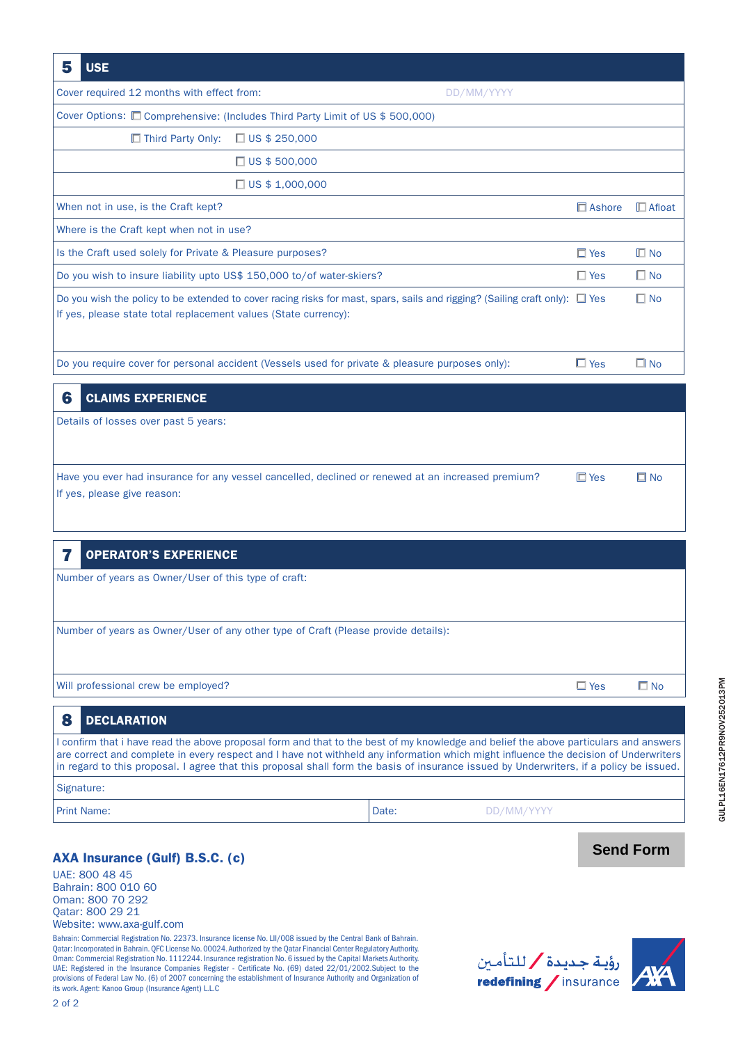## 5 USE

| | | |
|---|---|---|
| Cover required 12 months with effect from: | DD/MM/YYYY | |
| Cover Options: ☐ Comprehensive: (Includes Third Party Limit of US $ 500,000) | | |
| ☐ Third Party Only: ☐ US $ 250,000 | | |
| ☐ US $ 500,000 | | |
| ☐ US $ 1,000,000 | | |
| When not in use, is the Craft kept? | ☐ Ashore | ☐ Afloat |
| Where is the Craft kept when not in use? | | |
| Is the Craft used solely for Private & Pleasure purposes? | ☐ Yes | ☐ No |
| Do you wish to insure liability upto US$ 150,000 to/of water-skiers? | ☐ Yes | ☐ No |
| Do you wish the policy to be extended to cover racing risks for mast, spars, sails and rigging? (Sailing craft only): If yes, please state total replacement values (State currency): | ☐ Yes | ☐ No |
| Do you require cover for personal accident (Vessels used for private & pleasure purposes only): | ☐ Yes | ☐ No |

## 6 CLAIMS EXPERIENCE

| | | |
|---|---|---|
| Details of losses over past 5 years: | | |
| Have you ever had insurance for any vessel cancelled, declined or renewed at an increased premium? If yes, please give reason: | ☐ Yes | ☐ No |

## 7 OPERATOR'S EXPERIENCE

| | | |
|---|---|---|
| Number of years as Owner/User of this type of craft: | | |
| Number of years as Owner/User of any other type of Craft (Please provide details): | | |
| Will professional crew be employed? | ☐ Yes | ☐ No |

## 8 DECLARATION

I confirm that i have read the above proposal form and that to the best of my knowledge and belief the above particulars and answers are correct and complete in every respect and I have not withheld any information which might influence the decision of Underwriters in regard to this proposal. I agree that this proposal shall form the basis of insurance issued by Underwriters, if a policy be issued.

| | |
|---|---|
| Signature: | |
| Print Name: | Date: DD/MM/YYYY |

Send Form

**AXA Insurance (Gulf) B.S.C. (c)**

UAE: 800 48 45
Bahrain: 800 010 60
Oman: 800 70 292
Qatar: 800 29 21
Website: www.axa-gulf.com

Bahrain: Commercial Registration No. 22373. Insurance license No. LII/008 issued by the Central Bank of Bahrain. Qatar: Incorporated in Bahrain. QFC License No. 00024. Authorized by the Qatar Financial Center Regulatory Authority. Oman: Commercial Registration No. 1112244. Insurance registration No. 6 issued by the Capital Markets Authority. UAE: Registered in the Insurance Companies Register - Certificate No. (69) dated 22/01/2002.Subject to the provisions of Federal Law No. (6) of 2007 concerning the establishment of Insurance Authority and Organization of its work. Agent: Kanoo Group (Insurance Agent) L.L.C

رؤية جديدة / للتأمين
redefining / insurance

AXA

GULPL16EN17612PR9NOV252013PM